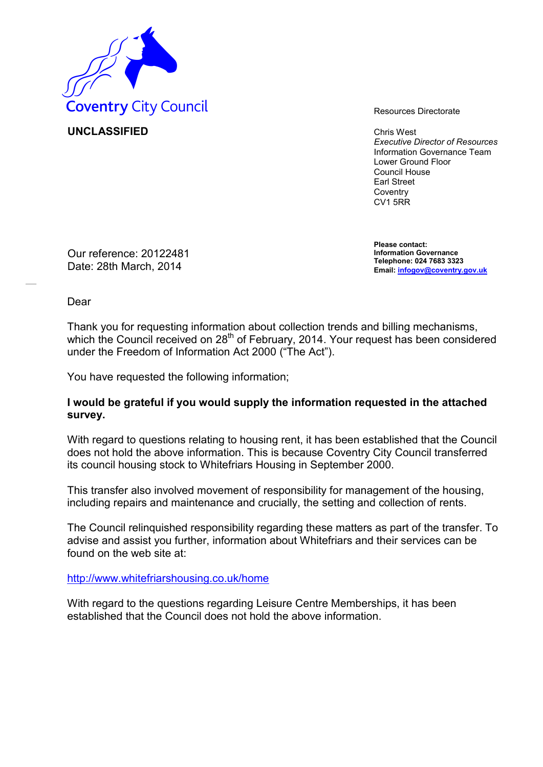Coventry City Council

**UNCLASSIFIED**

Resources Directorate

Chris West
*Executive Director of Resources*
Information Governance Team
Lower Ground Floor
Council House
Earl Street
Coventry
CV1 5RR

Our reference: 20122481
Date: 28th March, 2014

**Please contact:**
**Information Governance**
**Telephone: 024 7683 3323**
**Email: infogov@coventry.gov.uk**

Dear

Thank you for requesting information about collection trends and billing mechanisms, which the Council received on 28th of February, 2014. Your request has been considered under the Freedom of Information Act 2000 ("The Act").

You have requested the following information;

**I would be grateful if you would supply the information requested in the attached survey.**

With regard to questions relating to housing rent, it has been established that the Council does not hold the above information. This is because Coventry City Council transferred its council housing stock to Whitefriars Housing in September 2000.

This transfer also involved movement of responsibility for management of the housing, including repairs and maintenance and crucially, the setting and collection of rents.

The Council relinquished responsibility regarding these matters as part of the transfer. To advise and assist you further, information about Whitefriars and their services can be found on the web site at:

http://www.whitefriarshousing.co.uk/home

With regard to the questions regarding Leisure Centre Memberships, it has been established that the Council does not hold the above information.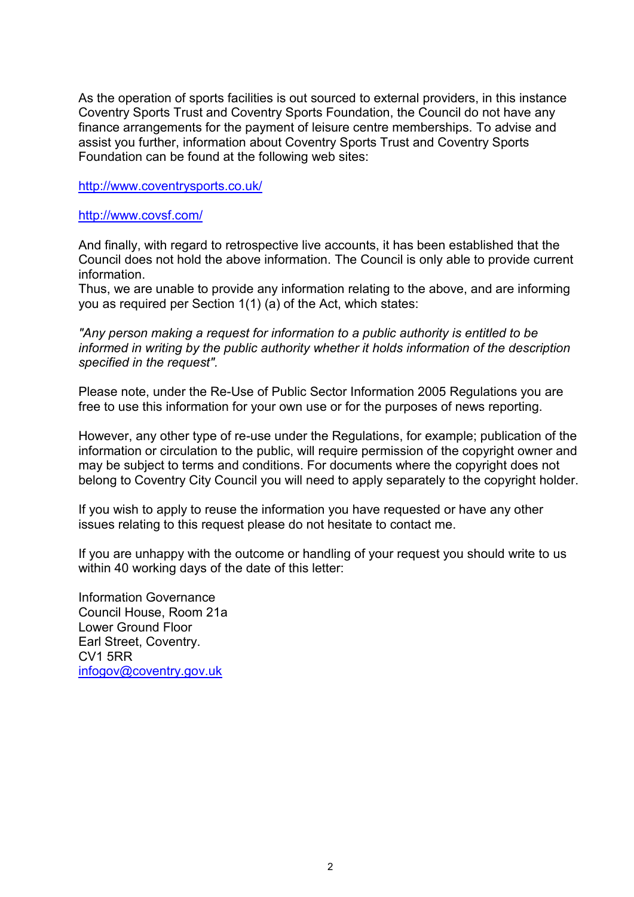As the operation of sports facilities is out sourced to external providers, in this instance Coventry Sports Trust and Coventry Sports Foundation, the Council do not have any finance arrangements for the payment of leisure centre memberships. To advise and assist you further, information about Coventry Sports Trust and Coventry Sports Foundation can be found at the following web sites:

http://www.coventrysports.co.uk/

http://www.covsf.com/

And finally, with regard to retrospective live accounts, it has been established that the Council does not hold the above information. The Council is only able to provide current information.
Thus, we are unable to provide any information relating to the above, and are informing you as required per Section 1(1) (a) of the Act, which states:

*"Any person making a request for information to a public authority is entitled to be informed in writing by the public authority whether it holds information of the description specified in the request".*

Please note, under the Re-Use of Public Sector Information 2005 Regulations you are free to use this information for your own use or for the purposes of news reporting.

However, any other type of re-use under the Regulations, for example; publication of the information or circulation to the public, will require permission of the copyright owner and may be subject to terms and conditions. For documents where the copyright does not belong to Coventry City Council you will need to apply separately to the copyright holder.

If you wish to apply to reuse the information you have requested or have any other issues relating to this request please do not hesitate to contact me.

If you are unhappy with the outcome or handling of your request you should write to us within 40 working days of the date of this letter:

Information Governance
Council House, Room 21a
Lower Ground Floor
Earl Street, Coventry.
CV1 5RR
infogov@coventry.gov.uk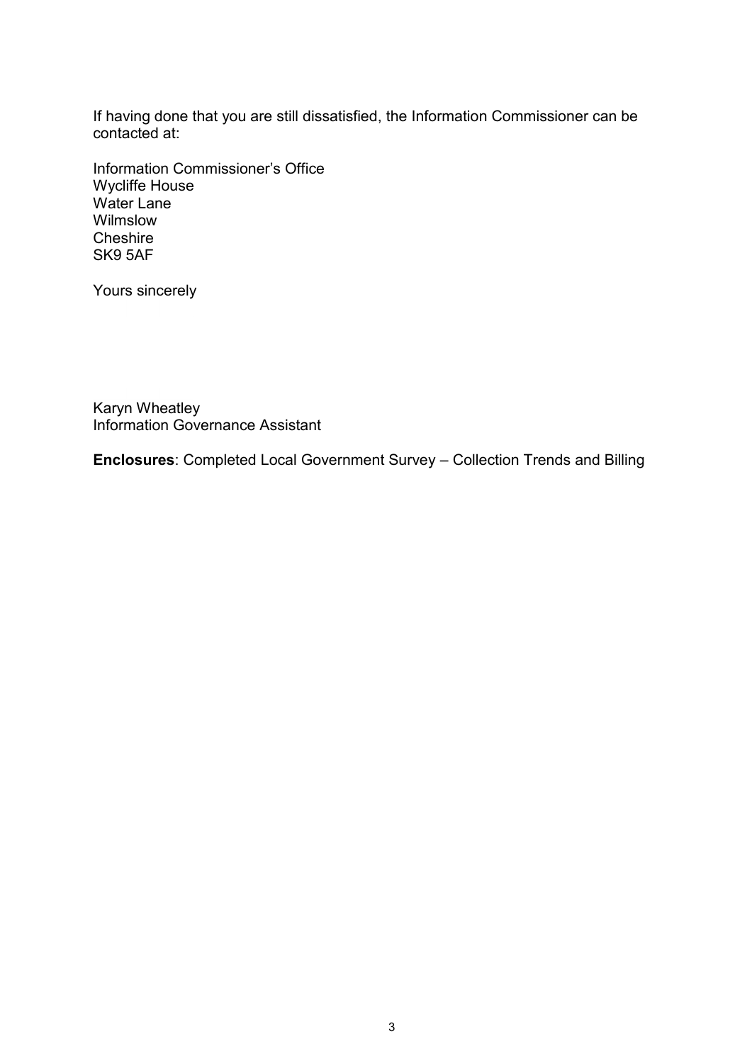If having done that you are still dissatisfied, the Information Commissioner can be contacted at:

Information Commissioner's Office
Wycliffe House
Water Lane
Wilmslow
Cheshire
SK9 5AF

Yours sincerely

Karyn Wheatley
Information Governance Assistant

**Enclosures**: Completed Local Government Survey – Collection Trends and Billing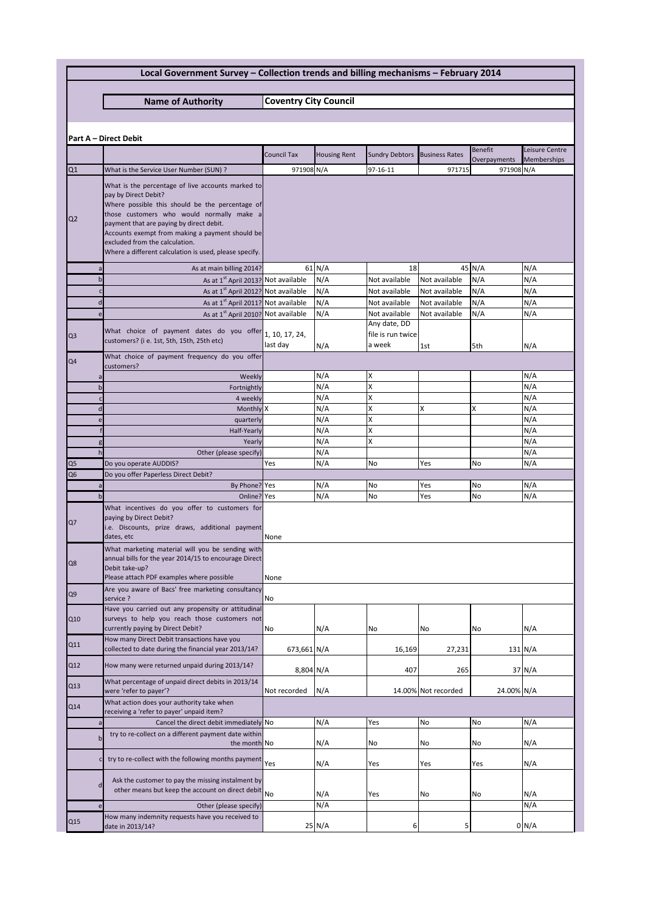## Local Government Survey – Collection trends and billing mechanisms – February 2014

**Name of Authority** | **Coventry City Council**

### Part A – Direct Debit

| | | Council Tax | Housing Rent | Sundry Debtors | Business Rates | Benefit Overpayments | Leisure Centre Memberships |
|---|---|---|---|---|---|---|---|
| Q1 | What is the Service User Number (SUN) ? | 971908 | N/A | 97-16-11 | 971715 | 971908 | N/A |
| Q2 | What is the percentage of live accounts marked to pay by Direct Debit? Where possible this should be the percentage of those customers who would normally make a payment that are paying by direct debit. Accounts exempt from making a payment should be excluded from the calculation. Where a different calculation is used, please specify. | | | | | | |
| a | As at main billing 2014? | 61 | N/A | 18 | 45 | N/A | N/A |
| b | As at 1st April 2013? | Not available | N/A | Not available | Not available | N/A | N/A |
| c | As at 1st April 2012? | Not available | N/A | Not available | Not available | N/A | N/A |
| d | As at 1st April 2011? | Not available | N/A | Not available | Not available | N/A | N/A |
| e | As at 1st April 2010? | Not available | N/A | Not available | Not available | N/A | N/A |
| Q3 | What choice of payment dates do you offer customers? (i e. 1st, 5th, 15th, 25th etc) | 1, 10, 17, 24, last day | N/A | Any date, DD file is run twice a week | 1st | 5th | N/A |
| Q4 | What choice of payment frequency do you offer customers? | | | | | | |
| a | Weekly | | N/A | X | | | N/A |
| b | Fortnightly | | N/A | X | | | N/A |
| c | 4 weekly | | N/A | X | | | N/A |
| d | Monthly | X | N/A | X | X | X | N/A |
| e | quarterly | | N/A | X | | | N/A |
| f | Half-Yearly | | N/A | X | | | N/A |
| g | Yearly | | N/A | X | | | N/A |
| h | Other (please specify) | | N/A | | | | N/A |
| Q5 | Do you operate AUDDIS? | Yes | N/A | No | Yes | No | N/A |
| Q6 | Do you offer Paperless Direct Debit? | | | | | | |
| a | By Phone? | Yes | N/A | No | Yes | No | N/A |
| b | Online? | Yes | N/A | No | Yes | No | N/A |
| Q7 | What incentives do you offer to customers for paying by Direct Debit? i.e. Discounts, prize draws, additional payment dates, etc | None | | | | | |
| Q8 | What marketing material will you be sending with annual bills for the year 2014/15 to encourage Direct Debit take-up? Please attach PDF examples where possible | None | | | | | |
| Q9 | Are you aware of Bacs' free marketing consultancy service ? | No | | | | | |
| Q10 | Have you carried out any propensity or attitudinal surveys to help you reach those customers not currently paying by Direct Debit? | No | N/A | No | No | No | N/A |
| Q11 | How many Direct Debit transactions have you collected to date during the financial year 2013/14? | 673,661 | N/A | 16,169 | 27,231 | 131 | N/A |
| Q12 | How many were returned unpaid during 2013/14? | 8,804 | N/A | 407 | 265 | 37 | N/A |
| Q13 | What percentage of unpaid direct debits in 2013/14 were 'refer to payer'? | Not recorded | N/A | 14.00% | Not recorded | 24.00% | N/A |
| Q14 | What action does your authority take when receiving a 'refer to payer' unpaid item? | | | | | | |
| a | Cancel the direct debit immediately | No | N/A | Yes | No | No | N/A |
| b | try to re-collect on a different payment date within the month | No | N/A | No | No | No | N/A |
| c | try to re-collect with the following months payment | Yes | N/A | Yes | Yes | Yes | N/A |
| d | Ask the customer to pay the missing instalment by other means but keep the account on direct debit | No | N/A | Yes | No | No | N/A |
| e | Other (please specify) | | N/A | | | | N/A |
| Q15 | How many indemnity requests have you received to date in 2013/14? | 25 | N/A | 6 | 5 | 0 | N/A |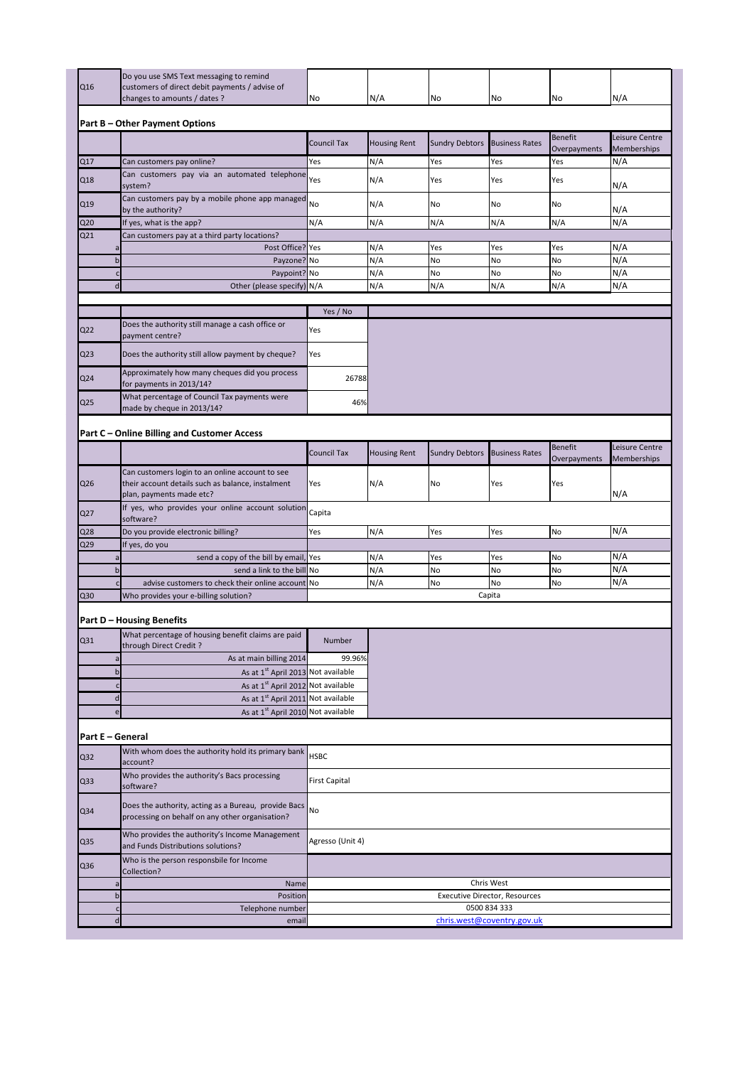| | | | | | | | |
|---|---|---|---|---|---|---|---|
| Q16 | Do you use SMS Text messaging to remind customers of direct debit payments / advise of changes to amounts / dates ? | No | N/A | No | No | No | N/A |

## Part B – Other Payment Options

| | | Council Tax | Housing Rent | Sundry Debtors | Business Rates | Benefit Overpayments | Leisure Centre Memberships |
|---|---|---|---|---|---|---|---|
| Q17 | Can customers pay online? | Yes | N/A | Yes | Yes | Yes | N/A |
| Q18 | Can customers pay via an automated telephone system? | Yes | N/A | Yes | Yes | Yes | N/A |
| Q19 | Can customers pay by a mobile phone app managed by the authority? | No | N/A | No | No | No | N/A |
| Q20 | If yes, what is the app? | N/A | N/A | N/A | N/A | N/A | N/A |
| Q21 | Can customers pay at a third party locations? | | | | | | |
| a | Post Office? | Yes | N/A | Yes | Yes | Yes | N/A |
| b | Payzone? | No | N/A | No | No | No | N/A |
| c | Paypoint? | No | N/A | No | No | No | N/A |
| d | Other (please specify) | N/A | N/A | N/A | N/A | N/A | N/A |

| | | Yes / No |
|---|---|---|
| Q22 | Does the authority still manage a cash office or payment centre? | Yes |
| Q23 | Does the authority still allow payment by cheque? | Yes |
| Q24 | Approximately how many cheques did you process for payments in 2013/14? | 26788 |
| Q25 | What percentage of Council Tax payments were made by cheque in 2013/14? | 46% |

## Part C – Online Billing and Customer Access

| | | Council Tax | Housing Rent | Sundry Debtors | Business Rates | Benefit Overpayments | Leisure Centre Memberships |
|---|---|---|---|---|---|---|---|
| Q26 | Can customers login to an online account to see their account details such as balance, instalment plan, payments made etc? | Yes | N/A | No | Yes | Yes | N/A |
| Q27 | If yes, who provides your online account solution software? | Capita | | | | | |
| Q28 | Do you provide electronic billing? | Yes | N/A | Yes | Yes | No | N/A |
| Q29 | If yes, do you | | | | | | |
| a | send a copy of the bill by email | Yes | N/A | Yes | Yes | No | N/A |
| b | send a link to the bill | No | N/A | No | No | No | N/A |
| c | advise customers to check their online account | No | N/A | No | No | No | N/A |
| Q30 | Who provides your e-billing solution? | Capita | | | | | |

## Part D – Housing Benefits

| | | Number |
|---|---|---|
| Q31 | What percentage of housing benefit claims are paid through Direct Credit ? | |
| a | As at main billing 2014 | 99.96% |
| b | As at 1st April 2013 | Not available |
| c | As at 1st April 2012 | Not available |
| d | As at 1st April 2011 | Not available |
| e | As at 1st April 2010 | Not available |

## Part E – General

| | | |
|---|---|---|
| Q32 | With whom does the authority hold its primary bank account? | HSBC |
| Q33 | Who provides the authority's Bacs processing software? | First Capital |
| Q34 | Does the authority, acting as a Bureau, provide Bacs processing on behalf on any other organisation? | No |
| Q35 | Who provides the authority's Income Management and Funds Distributions solutions? | Agresso (Unit 4) |
| Q36 | Who is the person responsbile for Income Collection? | |
| a | Name | Chris West |
| b | Position | Executive Director, Resources |
| c | Telephone number | 0500 834 333 |
| d | email | chris.west@coventry.gov.uk |